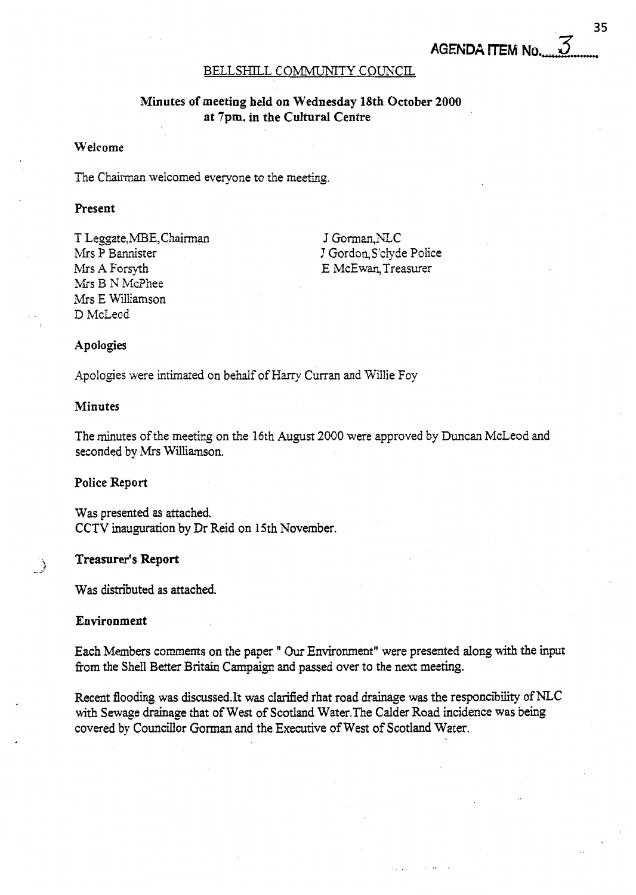**AGENDA ITEM No. 3**

# BELLSHILL COMMUNITY COUNCIL

## Minutes of meeting held on Wednesday 18th October 2000 at 7pm. in the Cultural Centre

### Welcome

The Chairman welcomed everyone to the meeting.

### Present

T Leggate,MBE,Chairman
Mrs P Bannister
Mrs A Forsyth
Mrs B N McPhee
Mrs E Williamson
D McLeod

J Gorman,NLC
J Gordon,S'clyde Police
E McEwan,Treasurer

### Apologies

Apologies were intimated on behalf of Harry Curran and Willie Foy

### Minutes

The minutes of the meeting on the 16th August 2000 were approved by Duncan McLeod and seconded by Mrs Williamson.

### Police Report

Was presented as attached.
CCTV inauguration by Dr Reid on 15th November.

### Treasurer's Report

Was distributed as attached.

### Environment

Each Members comments on the paper " Our Environment" were presented along with the input from the Shell Better Britain Campaign and passed over to the next meeting.

Recent flooding was discussed.It was clarified rhat road drainage was the responcibility of NLC with Sewage drainage that of West of Scotland Water.The Calder Road incidence was being covered by Councillor Gorman and the Executive of West of Scotland Water.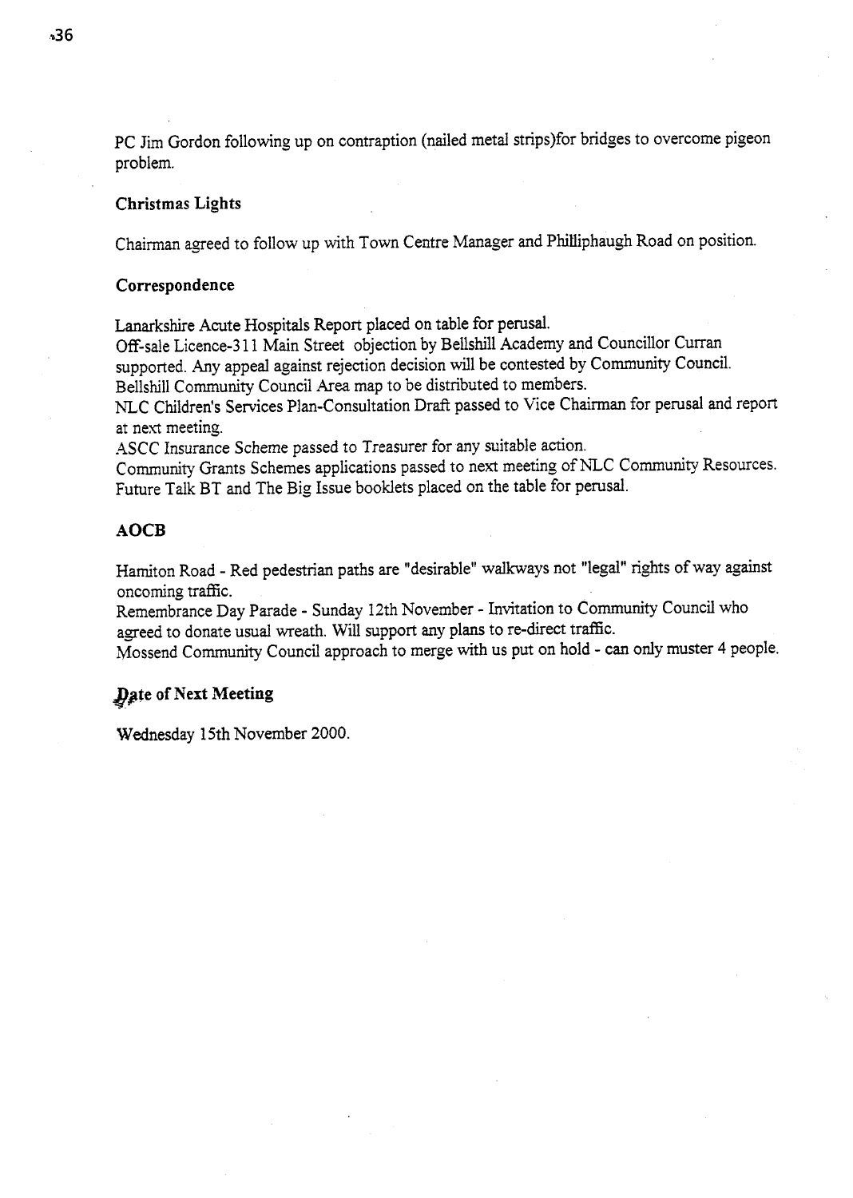PC Jim Gordon following up on contraption (nailed metal strips)for bridges to overcome pigeon problem.

### Christmas Lights

Chairman agreed to follow up with Town Centre Manager and Philliphaugh Road on position.

### Correspondence

Lanarkshire Acute Hospitals Report placed on table for perusal.
Off-sale Licence-311 Main Street objection by Bellshill Academy and Councillor Curran supported. Any appeal against rejection decision will be contested by Community Council.
Bellshill Community Council Area map to be distributed to members.
NLC Children's Services Plan-Consultation Draft passed to Vice Chairman for perusal and report at next meeting.
ASCC Insurance Scheme passed to Treasurer for any suitable action.
Community Grants Schemes applications passed to next meeting of NLC Community Resources.
Future Talk BT and The Big Issue booklets placed on the table for perusal.

### AOCB

Hamiton Road - Red pedestrian paths are "desirable" walkways not "legal" rights of way against oncoming traffic.
Remembrance Day Parade - Sunday 12th November - Invitation to Community Council who agreed to donate usual wreath. Will support any plans to re-direct traffic.
Mossend Community Council approach to merge with us put on hold - can only muster 4 people.

### Date of Next Meeting

Wednesday 15th November 2000.